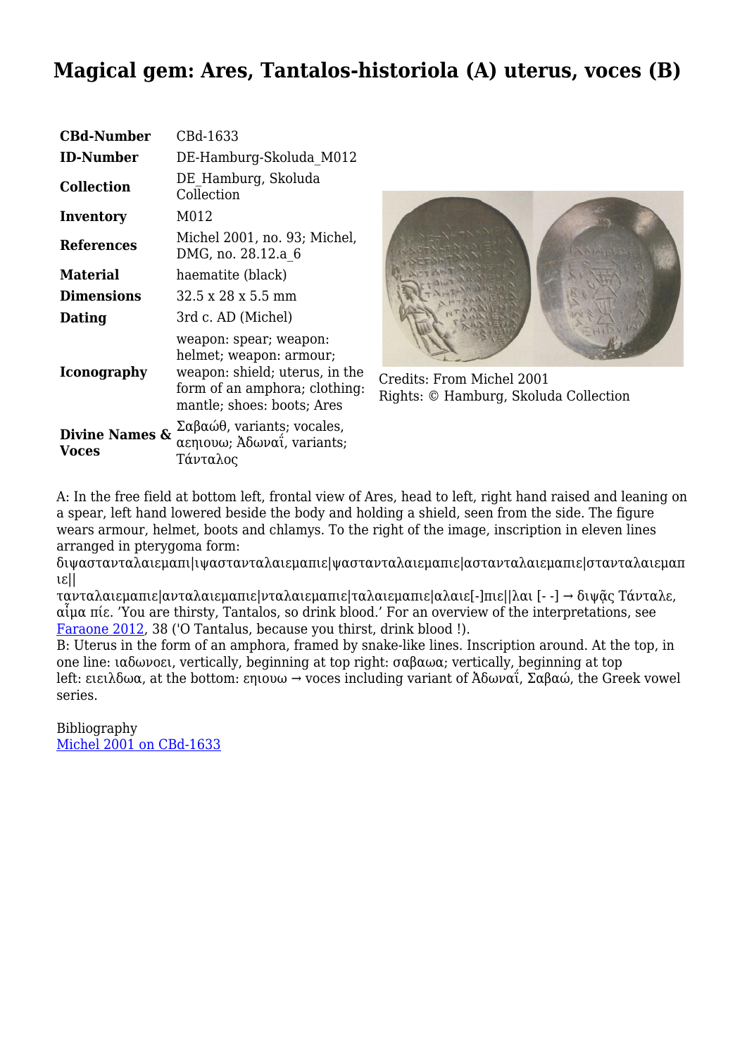# Magical gem: Ares, Tantalos-historiola (A) uterus, voces (B)

| | |
|---|---|
| **CBd-Number** | CBd-1633 |
| **ID-Number** | DE-Hamburg-Skoluda_M012 |
| **Collection** | DE_Hamburg, Skoluda Collection |
| **Inventory** | M012 |
| **References** | Michel 2001, no. 93; Michel, DMG, no. 28.12.a_6 |
| **Material** | haematite (black) |
| **Dimensions** | 32.5 x 28 x 5.5 mm |
| **Dating** | 3rd c. AD (Michel) |
| **Iconography** | weapon: spear; weapon: helmet; weapon: armour; weapon: shield; uterus, in the form of an amphora; clothing: mantle; shoes: boots; Ares |
| **Divine Names & Voces** | Σαβαώθ, variants; vocales, αεηιουω; Ἀδωναΐ, variants; Τάνταλος |

Credits: From Michel 2001
Rights: © Hamburg, Skoluda Collection

A: In the free field at bottom left, frontal view of Ares, head to left, right hand raised and leaning on a spear, left hand lowered beside the body and holding a shield, seen from the side. The figure wears armour, helmet, boots and chlamys. To the right of the image, inscription in eleven lines arranged in pterygoma form:
διψασταντaλαιεμαπι|ιψασταντaλαιεμαπιε|ψασταντaλαιεμαπιε|ασταντaλαιεμαπιε|σταντaλαιεμαπιε||
ταντaλαιεμαπιε|ανταλαιεμαπιε|νταλαιεμαπιε|ταλαιεμαπιε|αλαιε[-]πιε||λαι [- -] → διψᾶς Τάνταλε, αἷμα πίε. 'You are thirsty, Tantalos, so drink blood.' For an overview of the interpretations, see Faraone 2012, 38 ('O Tantalus, because you thirst, drink blood !).
B: Uterus in the form of an amphora, framed by snake-like lines. Inscription around. At the top, in one line: ιαδωνοει, vertically, beginning at top right: σαβαωα; vertically, beginning at top left: ειειλδωα, at the bottom: εηιουω → voces including variant of Ἀδωναΐ, Σαβαώ, the Greek vowel series.

Bibliography
Michel 2001 on CBd-1633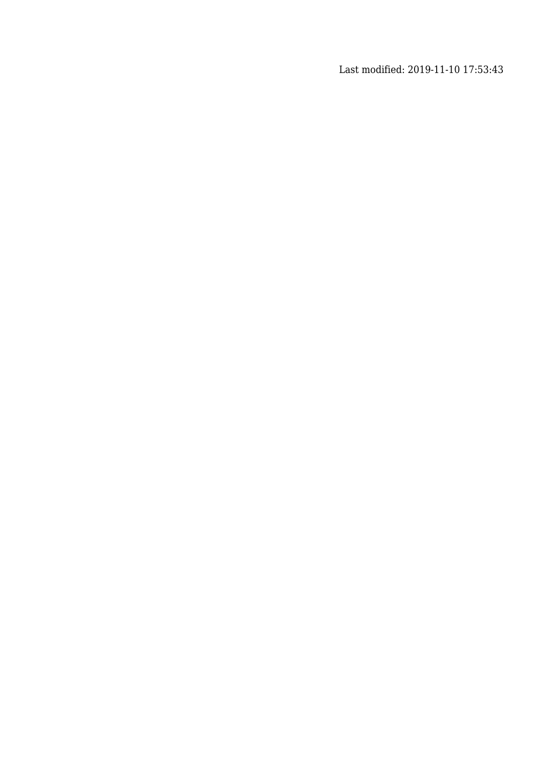Last modified: 2019-11-10 17:53:43